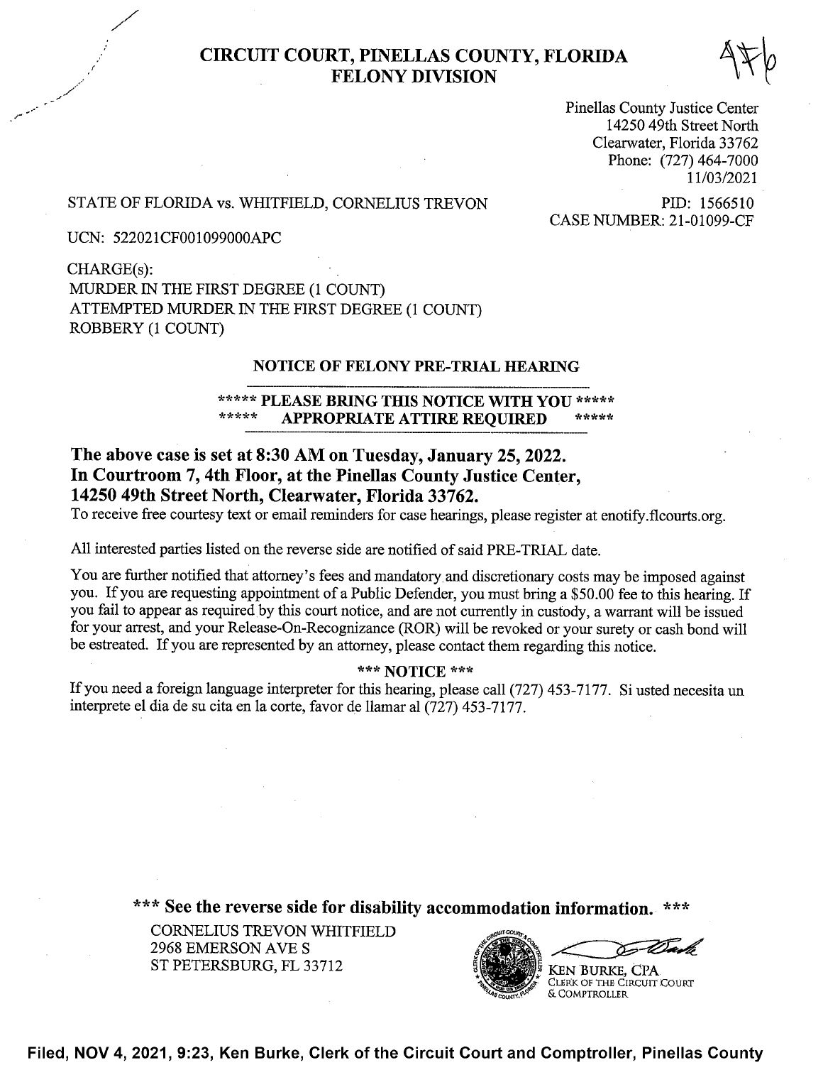# CIRCUIT COURT, PINELLAS COUNTY, FLORIDA
## FELONY DIVISION

4F6

Pinellas County Justice Center
14250 49th Street North
Clearwater, Florida 33762
Phone: (727) 464-7000
11/03/2021

STATE OF FLORIDA vs. WHITFIELD, CORNELIUS TREVON

PID: 1566510
CASE NUMBER: 21-01099-CF

UCN: 522021CF001099000APC

CHARGE(s):
MURDER IN THE FIRST DEGREE (1 COUNT)
ATTEMPTED MURDER IN THE FIRST DEGREE (1 COUNT)
ROBBERY (1 COUNT)

### NOTICE OF FELONY PRE-TRIAL HEARING

**\*\*\*\*\* PLEASE BRING THIS NOTICE WITH YOU \*\*\*\*\***
**\*\*\*\*\* APPROPRIATE ATTIRE REQUIRED \*\*\*\*\***

**The above case is set at 8:30 AM on Tuesday, January 25, 2022.**
**In Courtroom 7, 4th Floor, at the Pinellas County Justice Center,**
**14250 49th Street North, Clearwater, Florida 33762.**
To receive free courtesy text or email reminders for case hearings, please register at enotify.flcourts.org.

All interested parties listed on the reverse side are notified of said PRE-TRIAL date.

You are further notified that attorney's fees and mandatory and discretionary costs may be imposed against you. If you are requesting appointment of a Public Defender, you must bring a $50.00 fee to this hearing. If you fail to appear as required by this court notice, and are not currently in custody, a warrant will be issued for your arrest, and your Release-On-Recognizance (ROR) will be revoked or your surety or cash bond will be estreated. If you are represented by an attorney, please contact them regarding this notice.

**\*\*\* NOTICE \*\*\***

If you need a foreign language interpreter for this hearing, please call (727) 453-7177. Si usted necesita un interprete el dia de su cita en la corte, favor de llamar al (727) 453-7177.

**\*\*\* See the reverse side for disability accommodation information. \*\*\***

CORNELIUS TREVON WHITFIELD
2968 EMERSON AVE S
ST PETERSBURG, FL 33712

KEN BURKE, CPA
CLERK OF THE CIRCUIT COURT
& COMPTROLLER

**Filed, NOV 4, 2021, 9:23, Ken Burke, Clerk of the Circuit Court and Comptroller, Pinellas County**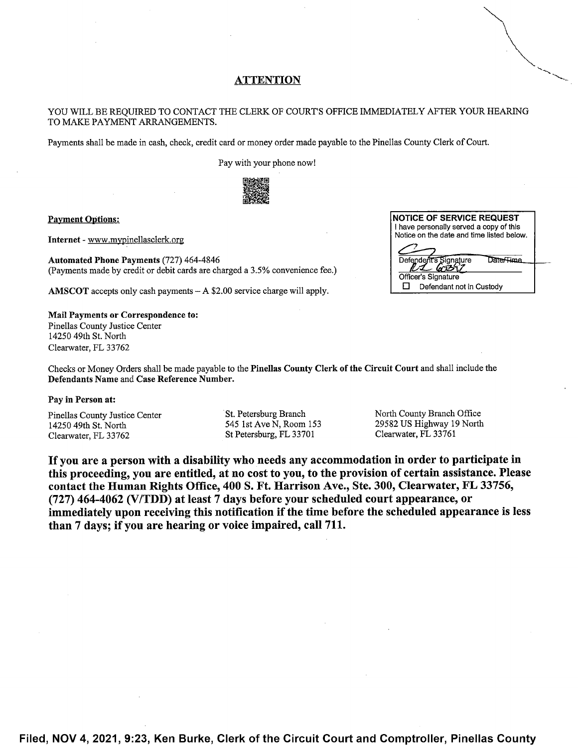## ATTENTION

YOU WILL BE REQUIRED TO CONTACT THE CLERK OF COURT'S OFFICE IMMEDIATELY AFTER YOUR HEARING TO MAKE PAYMENT ARRANGEMENTS.

Payments shall be made in cash, check, credit card or money order made payable to the Pinellas County Clerk of Court.

Pay with your phone now!

**Payment Options:**

**Internet** - www.mypinellasclerk.org

**Automated Phone Payments** (727) 464-4846
(Payments made by credit or debit cards are charged a 3.5% convenience fee.)

**AMSCOT** accepts only cash payments – A $2.00 service charge will apply.

**NOTICE OF SERVICE REQUEST**
I have personally served a copy of this Notice on the date and time listed below.

Defendant's Signature Date/Time

Officer's Signature

☐ Defendant not in Custody

**Mail Payments or Correspondence to:**
Pinellas County Justice Center
14250 49th St. North
Clearwater, FL 33762

Checks or Money Orders shall be made payable to the **Pinellas County Clerk of the Circuit Court** and shall include the **Defendants Name** and **Case Reference Number.**

**Pay in Person at:**

Pinellas County Justice Center
14250 49th St. North
Clearwater, FL 33762

St. Petersburg Branch
545 1st Ave N, Room 153
St Petersburg, FL 33701

North County Branch Office
29582 US Highway 19 North
Clearwater, FL 33761

**If you are a person with a disability who needs any accommodation in order to participate in this proceeding, you are entitled, at no cost to you, to the provision of certain assistance. Please contact the Human Rights Office, 400 S. Ft. Harrison Ave., Ste. 300, Clearwater, FL 33756, (727) 464-4062 (V/TDD) at least 7 days before your scheduled court appearance, or immediately upon receiving this notification if the time before the scheduled appearance is less than 7 days; if you are hearing or voice impaired, call 711.**

**Filed, NOV 4, 2021, 9:23, Ken Burke, Clerk of the Circuit Court and Comptroller, Pinellas County**